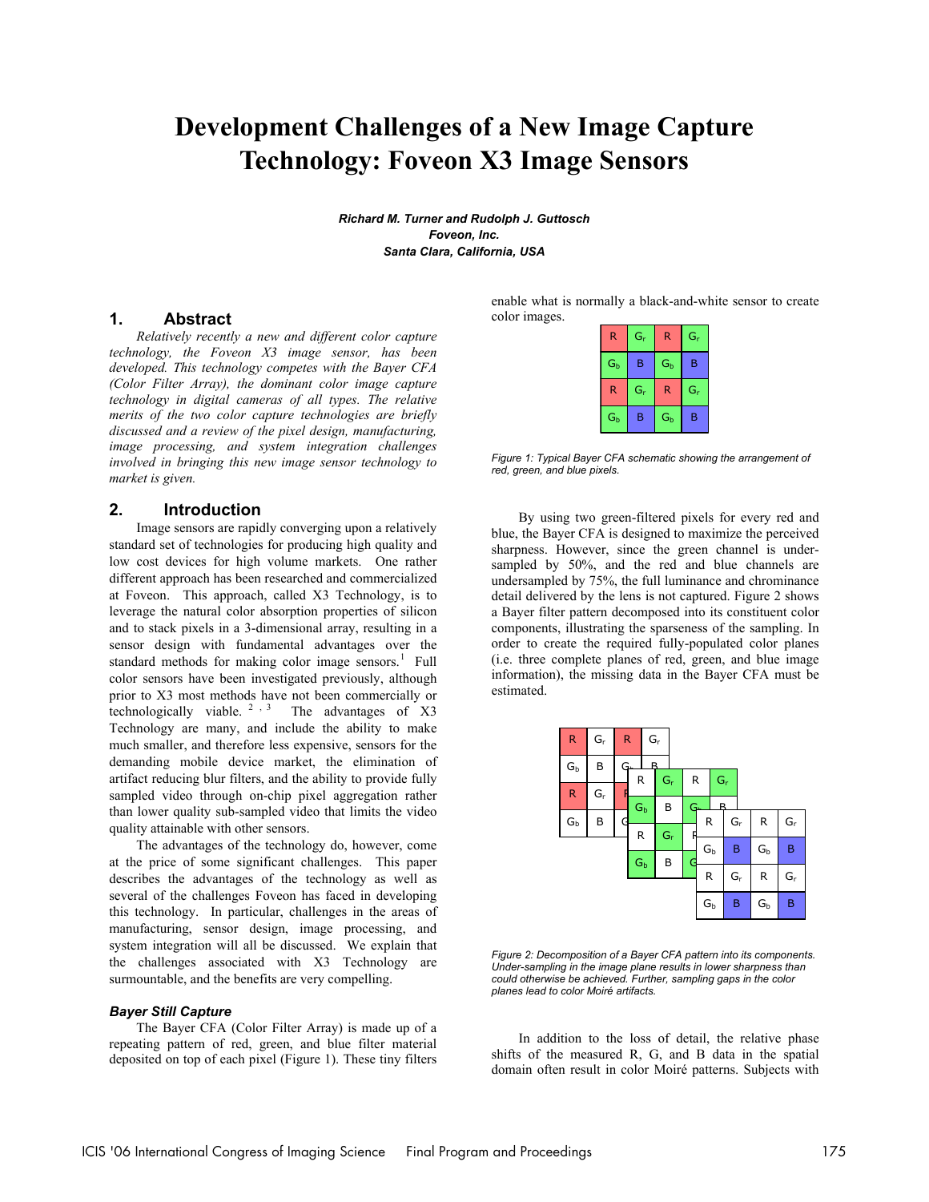# Development Challenges of a New Image Capture Technology: Foveon X3 Image Sensors

***Richard M. Turner and Rudolph J. Guttosch***
***Foveon, Inc.***
***Santa Clara, California, USA***

## 1. Abstract

*Relatively recently a new and different color capture technology, the Foveon X3 image sensor, has been developed. This technology competes with the Bayer CFA (Color Filter Array), the dominant color image capture technology in digital cameras of all types. The relative merits of the two color capture technologies are briefly discussed and a review of the pixel design, manufacturing, image processing, and system integration challenges involved in bringing this new image sensor technology to market is given.*

## 2. Introduction

Image sensors are rapidly converging upon a relatively standard set of technologies for producing high quality and low cost devices for high volume markets. One rather different approach has been researched and commercialized at Foveon. This approach, called X3 Technology, is to leverage the natural color absorption properties of silicon and to stack pixels in a 3-dimensional array, resulting in a sensor design with fundamental advantages over the standard methods for making color image sensors.[1] Full color sensors have been investigated previously, although prior to X3 most methods have not been commercially or technologically viable.[2,3] The advantages of X3 Technology are many, and include the ability to make much smaller, and therefore less expensive, sensors for the demanding mobile device market, the elimination of artifact reducing blur filters, and the ability to provide fully sampled video through on-chip pixel aggregation rather than lower quality sub-sampled video that limits the video quality attainable with other sensors.

The advantages of the technology do, however, come at the price of some significant challenges. This paper describes the advantages of the technology as well as several of the challenges Foveon has faced in developing this technology. In particular, challenges in the areas of manufacturing, sensor design, image processing, and system integration will all be discussed. We explain that the challenges associated with X3 Technology are surmountable, and the benefits are very compelling.

### *Bayer Still Capture*

The Bayer CFA (Color Filter Array) is made up of a repeating pattern of red, green, and blue filter material deposited on top of each pixel (Figure 1). These tiny filters enable what is normally a black-and-white sensor to create color images.

| R | $G_r$ | R | $G_r$ |
|---|---|---|---|
| $G_b$ | B | $G_b$ | B |
| R | $G_r$ | R | $G_r$ |
| $G_b$ | B | $G_b$ | B |

*Figure 1: Typical Bayer CFA schematic showing the arrangement of red, green, and blue pixels.*

By using two green-filtered pixels for every red and blue, the Bayer CFA is designed to maximize the perceived sharpness. However, since the green channel is under-sampled by 50%, and the red and blue channels are undersampled by 75%, the full luminance and chrominance detail delivered by the lens is not captured. Figure 2 shows a Bayer filter pattern decomposed into its constituent color components, illustrating the sparseness of the sampling. In order to create the required fully-populated color planes (i.e. three complete planes of red, green, and blue image information), the missing data in the Bayer CFA must be estimated.

*Figure 2: Decomposition of a Bayer CFA pattern into its components. Under-sampling in the image plane results in lower sharpness than could otherwise be achieved. Further, sampling gaps in the color planes lead to color Moiré artifacts.*

In addition to the loss of detail, the relative phase shifts of the measured R, G, and B data in the spatial domain often result in color Moiré patterns. Subjects with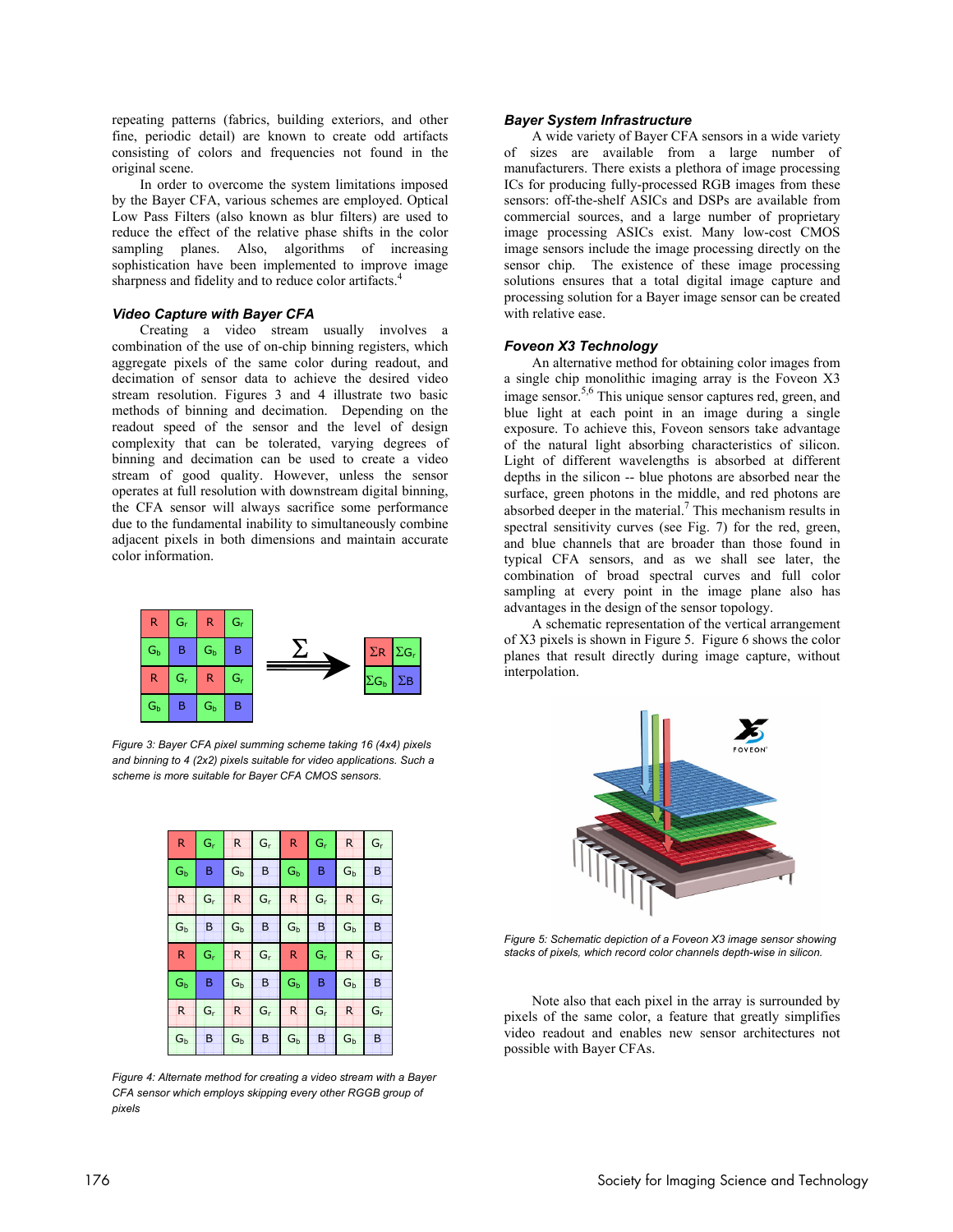repeating patterns (fabrics, building exteriors, and other fine, periodic detail) are known to create odd artifacts consisting of colors and frequencies not found in the original scene.

In order to overcome the system limitations imposed by the Bayer CFA, various schemes are employed. Optical Low Pass Filters (also known as blur filters) are used to reduce the effect of the relative phase shifts in the color sampling planes. Also, algorithms of increasing sophistication have been implemented to improve image sharpness and fidelity and to reduce color artifacts.[4]

### *Video Capture with Bayer CFA*

Creating a video stream usually involves a combination of the use of on-chip binning registers, which aggregate pixels of the same color during readout, and decimation of sensor data to achieve the desired video stream resolution. Figures 3 and 4 illustrate two basic methods of binning and decimation. Depending on the readout speed of the sensor and the level of design complexity that can be tolerated, varying degrees of binning and decimation can be used to create a video stream of good quality. However, unless the sensor operates at full resolution with downstream digital binning, the CFA sensor will always sacrifice some performance due to the fundamental inability to simultaneously combine adjacent pixels in both dimensions and maintain accurate color information.

*Figure 3: Bayer CFA pixel summing scheme taking 16 (4x4) pixels and binning to 4 (2x2) pixels suitable for video applications. Such a scheme is more suitable for Bayer CFA CMOS sensors.*

*Figure 4: Alternate method for creating a video stream with a Bayer CFA sensor which employs skipping every other RGGB group of pixels*

### *Bayer System Infrastructure*

A wide variety of Bayer CFA sensors in a wide variety of sizes are available from a large number of manufacturers. There exists a plethora of image processing ICs for producing fully-processed RGB images from these sensors: off-the-shelf ASICs and DSPs are available from commercial sources, and a large number of proprietary image processing ASICs exist. Many low-cost CMOS image sensors include the image processing directly on the sensor chip. The existence of these image processing solutions ensures that a total digital image capture and processing solution for a Bayer image sensor can be created with relative ease.

### *Foveon X3 Technology*

An alternative method for obtaining color images from a single chip monolithic imaging array is the Foveon X3 image sensor.[5,6] This unique sensor captures red, green, and blue light at each point in an image during a single exposure. To achieve this, Foveon sensors take advantage of the natural light absorbing characteristics of silicon. Light of different wavelengths is absorbed at different depths in the silicon -- blue photons are absorbed near the surface, green photons in the middle, and red photons are absorbed deeper in the material.[7] This mechanism results in spectral sensitivity curves (see Fig. 7) for the red, green, and blue channels that are broader than those found in typical CFA sensors, and as we shall see later, the combination of broad spectral curves and full color sampling at every point in the image plane also has advantages in the design of the sensor topology.

A schematic representation of the vertical arrangement of X3 pixels is shown in Figure 5. Figure 6 shows the color planes that result directly during image capture, without interpolation.

*Figure 5: Schematic depiction of a Foveon X3 image sensor showing stacks of pixels, which record color channels depth-wise in silicon.*

Note also that each pixel in the array is surrounded by pixels of the same color, a feature that greatly simplifies video readout and enables new sensor architectures not possible with Bayer CFAs.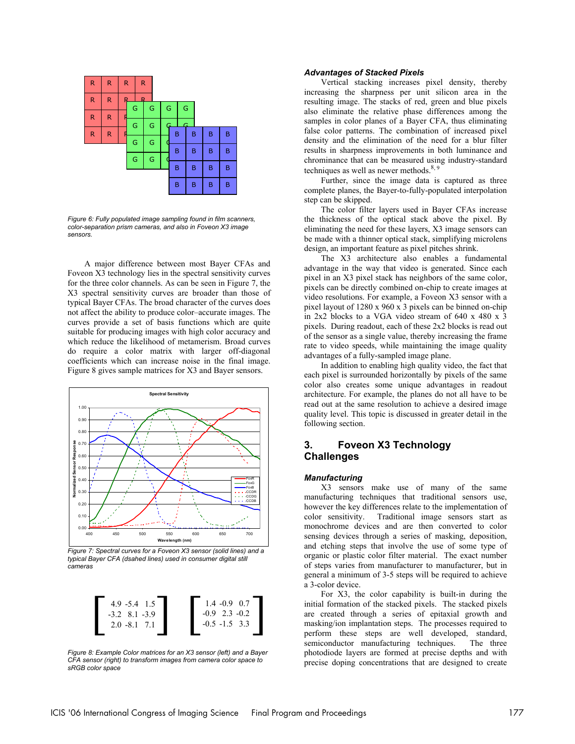Figure 6: Fully populated image sampling found in film scanners, color-separation prism cameras, and also in Foveon X3 image sensors.

A major difference between most Bayer CFAs and Foveon X3 technology lies in the spectral sensitivity curves for the three color channels. As can be seen in Figure 7, the X3 spectral sensitivity curves are broader than those of typical Bayer CFAs. The broad character of the curves does not affect the ability to produce color–accurate images. The curves provide a set of basis functions which are quite suitable for producing images with high color accuracy and which reduce the likelihood of metamerism. Broad curves do require a color matrix with larger off-diagonal coefficients which can increase noise in the final image. Figure 8 gives sample matrices for X3 and Bayer sensors.

Figure 7: Spectral curves for a Foveon X3 sensor (solid lines) and a typical Bayer CFA (dsahed lines) used in consumer digital still cameras

$$\begin{bmatrix} 4.9 & -5.4 & 1.5 \\ -3.2 & 8.1 & -3.9 \\ 2.0 & -8.1 & 7.1 \end{bmatrix} \quad \begin{bmatrix} 1.4 & -0.9 & 0.7 \\ -0.9 & 2.3 & -0.2 \\ -0.5 & -1.5 & 3.3 \end{bmatrix}$$

Figure 8: Example Color matrices for an X3 sensor (left) and a Bayer CFA sensor (right) to transform images from camera color space to sRGB color space

### *Advantages of Stacked Pixels*

Vertical stacking increases pixel density, thereby increasing the sharpness per unit silicon area in the resulting image. The stacks of red, green and blue pixels also eliminate the relative phase differences among the samples in color planes of a Bayer CFA, thus eliminating false color patterns. The combination of increased pixel density and the elimination of the need for a blur filter results in sharpness improvements in both luminance and chrominance that can be measured using industry-standard techniques as well as newer methods.[8, 9]

Further, since the image data is captured as three complete planes, the Bayer-to-fully-populated interpolation step can be skipped.

The color filter layers used in Bayer CFAs increase the thickness of the optical stack above the pixel. By eliminating the need for these layers, X3 image sensors can be made with a thinner optical stack, simplifying microlens design, an important feature as pixel pitches shrink.

The X3 architecture also enables a fundamental advantage in the way that video is generated. Since each pixel in an X3 pixel stack has neighbors of the same color, pixels can be directly combined on-chip to create images at video resolutions. For example, a Foveon X3 sensor with a pixel layout of 1280 x 960 x 3 pixels can be binned on-chip in 2x2 blocks to a VGA video stream of 640 x 480 x 3 pixels. During readout, each of these 2x2 blocks is read out of the sensor as a single value, thereby increasing the frame rate to video speeds, while maintaining the image quality advantages of a fully-sampled image plane.

In addition to enabling high quality video, the fact that each pixel is surrounded horizontally by pixels of the same color also creates some unique advantages in readout architecture. For example, the planes do not all have to be read out at the same resolution to achieve a desired image quality level. This topic is discussed in greater detail in the following section.

## 3. Foveon X3 Technology Challenges

### *Manufacturing*

X3 sensors make use of many of the same manufacturing techniques that traditional sensors use, however the key differences relate to the implementation of color sensitivity. Traditional image sensors start as monochrome devices and are then converted to color sensing devices through a series of masking, deposition, and etching steps that involve the use of some type of organic or plastic color filter material. The exact number of steps varies from manufacturer to manufacturer, but in general a minimum of 3-5 steps will be required to achieve a 3-color device.

For X3, the color capability is built-in during the initial formation of the stacked pixels. The stacked pixels are created through a series of epitaxial growth and masking/ion implantation steps. The processes required to perform these steps are well developed, standard, semiconductor manufacturing techniques. The three photodiode layers are formed at precise depths and with precise doping concentrations that are designed to create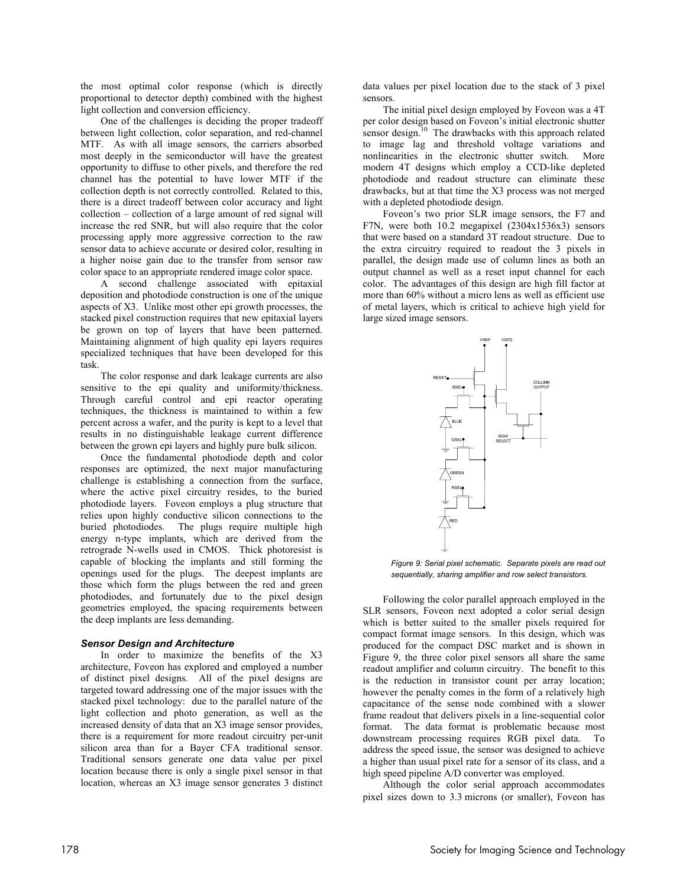the most optimal color response (which is directly proportional to detector depth) combined with the highest light collection and conversion efficiency.

One of the challenges is deciding the proper tradeoff between light collection, color separation, and red-channel MTF. As with all image sensors, the carriers absorbed most deeply in the semiconductor will have the greatest opportunity to diffuse to other pixels, and therefore the red channel has the potential to have lower MTF if the collection depth is not correctly controlled. Related to this, there is a direct tradeoff between color accuracy and light collection – collection of a large amount of red signal will increase the red SNR, but will also require that the color processing apply more aggressive correction to the raw sensor data to achieve accurate or desired color, resulting in a higher noise gain due to the transfer from sensor raw color space to an appropriate rendered image color space.

A second challenge associated with epitaxial deposition and photodiode construction is one of the unique aspects of X3. Unlike most other epi growth processes, the stacked pixel construction requires that new epitaxial layers be grown on top of layers that have been patterned. Maintaining alignment of high quality epi layers requires specialized techniques that have been developed for this task.

The color response and dark leakage currents are also sensitive to the epi quality and uniformity/thickness. Through careful control and epi reactor operating techniques, the thickness is maintained to within a few percent across a wafer, and the purity is kept to a level that results in no distinguishable leakage current difference between the grown epi layers and highly pure bulk silicon.

Once the fundamental photodiode depth and color responses are optimized, the next major manufacturing challenge is establishing a connection from the surface, where the active pixel circuitry resides, to the buried photodiode layers. Foveon employs a plug structure that relies upon highly conductive silicon connections to the buried photodiodes. The plugs require multiple high energy n-type implants, which are derived from the retrograde N-wells used in CMOS. Thick photoresist is capable of blocking the implants and still forming the openings used for the plugs. The deepest implants are those which form the plugs between the red and green photodiodes, and fortunately due to the pixel design geometries employed, the spacing requirements between the deep implants are less demanding.

### *Sensor Design and Architecture*

In order to maximize the benefits of the X3 architecture, Foveon has explored and employed a number of distinct pixel designs. All of the pixel designs are targeted toward addressing one of the major issues with the stacked pixel technology: due to the parallel nature of the light collection and photo generation, as well as the increased density of data that an X3 image sensor provides, there is a requirement for more readout circuitry per-unit silicon area than for a Bayer CFA traditional sensor. Traditional sensors generate one data value per pixel location because there is only a single pixel sensor in that location, whereas an X3 image sensor generates 3 distinct data values per pixel location due to the stack of 3 pixel sensors.

The initial pixel design employed by Foveon was a 4T per color design based on Foveon's initial electronic shutter sensor design.[10] The drawbacks with this approach related to image lag and threshold voltage variations and nonlinearities in the electronic shutter switch. More modern 4T designs which employ a CCD-like depleted photodiode and readout structure can eliminate these drawbacks, but at that time the X3 process was not merged with a depleted photodiode design.

Foveon's two prior SLR image sensors, the F7 and F7N, were both 10.2 megapixel (2304x1536x3) sensors that were based on a standard 3T readout structure. Due to the extra circuitry required to readout the 3 pixels in parallel, the design made use of column lines as both an output channel as well as a reset input channel for each color. The advantages of this design are high fill factor at more than 60% without a micro lens as well as efficient use of metal layers, which is critical to achieve high yield for large sized image sensors.

*Figure 9: Serial pixel schematic. Separate pixels are read out sequentially, sharing amplifier and row select transistors.*

Following the color parallel approach employed in the SLR sensors, Foveon next adopted a color serial design which is better suited to the smaller pixels required for compact format image sensors. In this design, which was produced for the compact DSC market and is shown in Figure 9, the three color pixel sensors all share the same readout amplifier and column circuitry. The benefit to this is the reduction in transistor count per array location; however the penalty comes in the form of a relatively high capacitance of the sense node combined with a slower frame readout that delivers pixels in a line-sequential color format. The data format is problematic because most downstream processing requires RGB pixel data. To address the speed issue, the sensor was designed to achieve a higher than usual pixel rate for a sensor of its class, and a high speed pipeline A/D converter was employed.

Although the color serial approach accommodates pixel sizes down to 3.3 microns (or smaller), Foveon has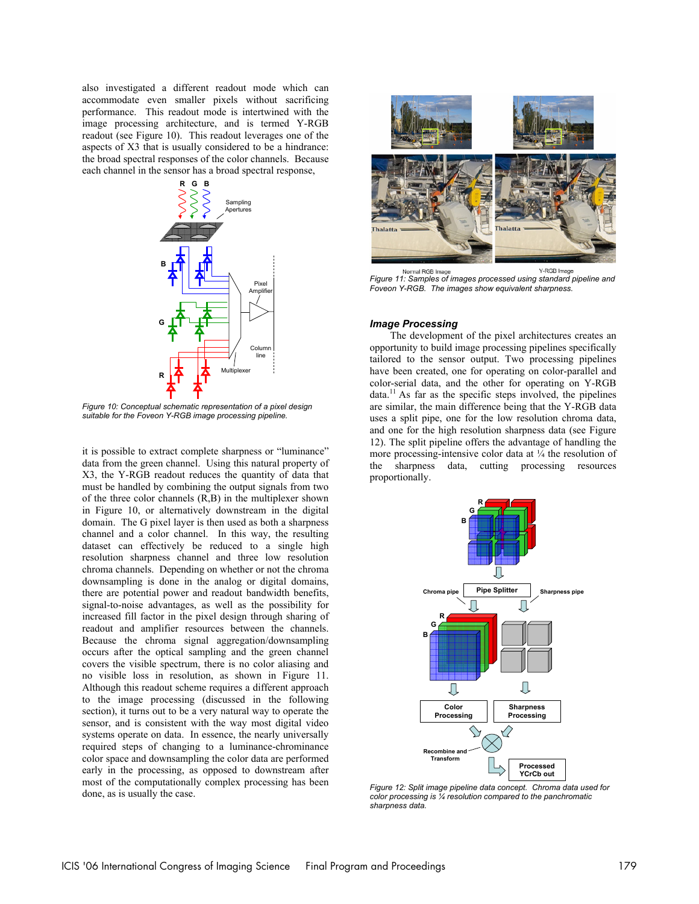also investigated a different readout mode which can accommodate even smaller pixels without sacrificing performance. This readout mode is intertwined with the image processing architecture, and is termed Y-RGB readout (see Figure 10). This readout leverages one of the aspects of X3 that is usually considered to be a hindrance: the broad spectral responses of the color channels. Because each channel in the sensor has a broad spectral response,

Figure 10: Conceptual schematic representation of a pixel design suitable for the Foveon Y-RGB image processing pipeline.

it is possible to extract complete sharpness or "luminance" data from the green channel. Using this natural property of X3, the Y-RGB readout reduces the quantity of data that must be handled by combining the output signals from two of the three color channels (R,B) in the multiplexer shown in Figure 10, or alternatively downstream in the digital domain. The G pixel layer is then used as both a sharpness channel and a color channel. In this way, the resulting dataset can effectively be reduced to a single high resolution sharpness channel and three low resolution chroma channels. Depending on whether or not the chroma downsampling is done in the analog or digital domains, there are potential power and readout bandwidth benefits, signal-to-noise advantages, as well as the possibility for increased fill factor in the pixel design through sharing of readout and amplifier resources between the channels. Because the chroma signal aggregation/downsampling occurs after the optical sampling and the green channel covers the visible spectrum, there is no color aliasing and no visible loss in resolution, as shown in Figure 11. Although this readout scheme requires a different approach to the image processing (discussed in the following section), it turns out to be a very natural way to operate the sensor, and is consistent with the way most digital video systems operate on data. In essence, the nearly universally required steps of changing to a luminance-chrominance color space and downsampling the color data are performed early in the processing, as opposed to downstream after most of the computationally complex processing has been done, as is usually the case.

Figure 11: Samples of images processed using standard pipeline and Foveon Y-RGB. The images show equivalent sharpness.

### *Image Processing*

The development of the pixel architectures creates an opportunity to build image processing pipelines specifically tailored to the sensor output. Two processing pipelines have been created, one for operating on color-parallel and color-serial data, and the other for operating on Y-RGB data.[11] As far as the specific steps involved, the pipelines are similar, the main difference being that the Y-RGB data uses a split pipe, one for the low resolution chroma data, and one for the high resolution sharpness data (see Figure 12). The split pipeline offers the advantage of handling the more processing-intensive color data at ¼ the resolution of the sharpness data, cutting processing resources proportionally.

Figure 12: Split image pipeline data concept. Chroma data used for color processing is ¼ resolution compared to the panchromatic sharpness data.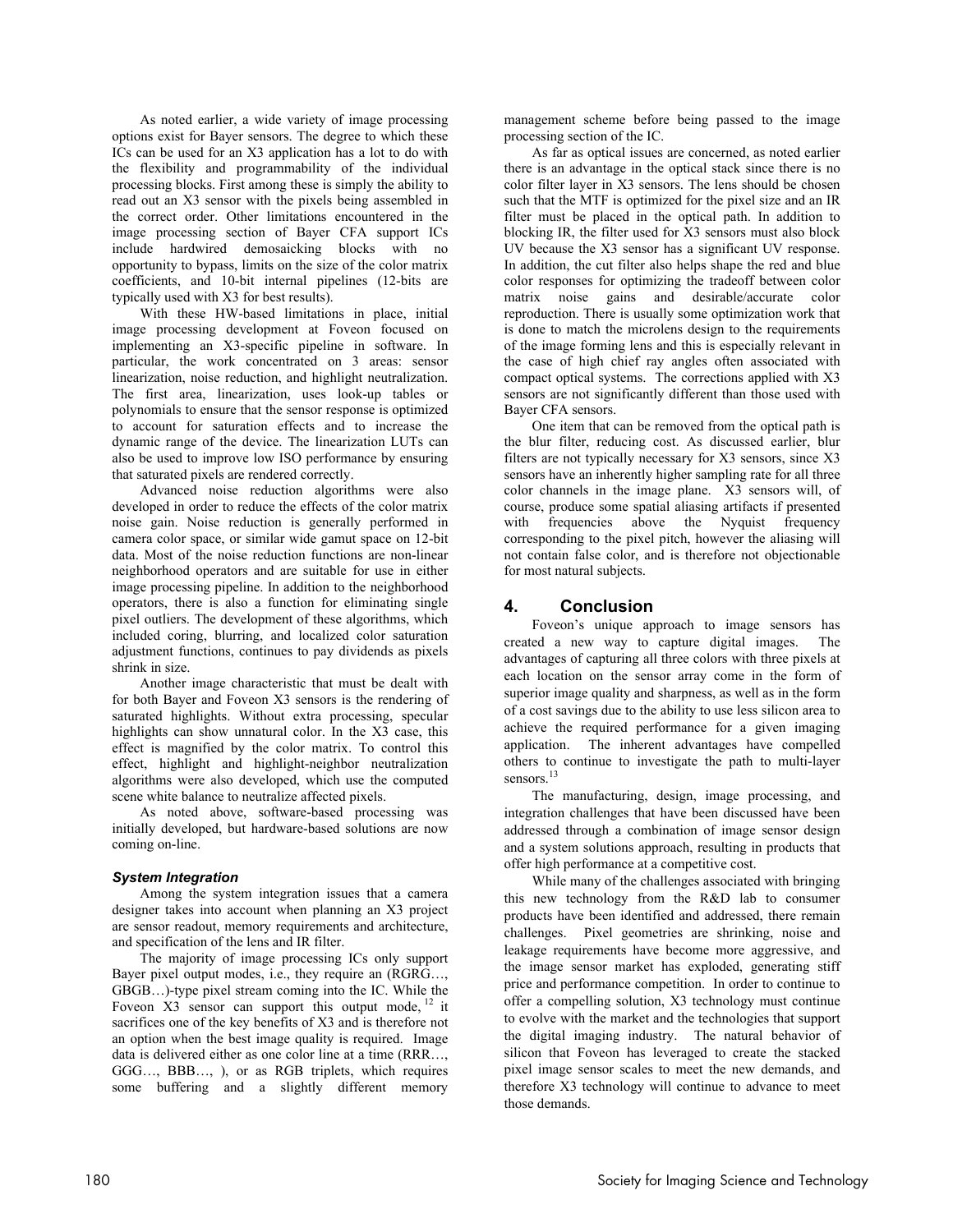As noted earlier, a wide variety of image processing options exist for Bayer sensors. The degree to which these ICs can be used for an X3 application has a lot to do with the flexibility and programmability of the individual processing blocks. First among these is simply the ability to read out an X3 sensor with the pixels being assembled in the correct order. Other limitations encountered in the image processing section of Bayer CFA support ICs include hardwired demosaicking blocks with no opportunity to bypass, limits on the size of the color matrix coefficients, and 10-bit internal pipelines (12-bits are typically used with X3 for best results).

With these HW-based limitations in place, initial image processing development at Foveon focused on implementing an X3-specific pipeline in software. In particular, the work concentrated on 3 areas: sensor linearization, noise reduction, and highlight neutralization. The first area, linearization, uses look-up tables or polynomials to ensure that the sensor response is optimized to account for saturation effects and to increase the dynamic range of the device. The linearization LUTs can also be used to improve low ISO performance by ensuring that saturated pixels are rendered correctly.

Advanced noise reduction algorithms were also developed in order to reduce the effects of the color matrix noise gain. Noise reduction is generally performed in camera color space, or similar wide gamut space on 12-bit data. Most of the noise reduction functions are non-linear neighborhood operators and are suitable for use in either image processing pipeline. In addition to the neighborhood operators, there is also a function for eliminating single pixel outliers. The development of these algorithms, which included coring, blurring, and localized color saturation adjustment functions, continues to pay dividends as pixels shrink in size.

Another image characteristic that must be dealt with for both Bayer and Foveon X3 sensors is the rendering of saturated highlights. Without extra processing, specular highlights can show unnatural color. In the X3 case, this effect is magnified by the color matrix. To control this effect, highlight and highlight-neighbor neutralization algorithms were also developed, which use the computed scene white balance to neutralize affected pixels.

As noted above, software-based processing was initially developed, but hardware-based solutions are now coming on-line.

### *System Integration*

Among the system integration issues that a camera designer takes into account when planning an X3 project are sensor readout, memory requirements and architecture, and specification of the lens and IR filter.

The majority of image processing ICs only support Bayer pixel output modes, i.e., they require an (RGRG…, GBGB…)-type pixel stream coming into the IC. While the Foveon X3 sensor can support this output mode,[12] it sacrifices one of the key benefits of X3 and is therefore not an option when the best image quality is required. Image data is delivered either as one color line at a time (RRR…, GGG…, BBB…, ), or as RGB triplets, which requires some buffering and a slightly different memory management scheme before being passed to the image processing section of the IC.

As far as optical issues are concerned, as noted earlier there is an advantage in the optical stack since there is no color filter layer in X3 sensors. The lens should be chosen such that the MTF is optimized for the pixel size and an IR filter must be placed in the optical path. In addition to blocking IR, the filter used for X3 sensors must also block UV because the X3 sensor has a significant UV response. In addition, the cut filter also helps shape the red and blue color responses for optimizing the tradeoff between color matrix noise gains and desirable/accurate color reproduction. There is usually some optimization work that is done to match the microlens design to the requirements of the image forming lens and this is especially relevant in the case of high chief ray angles often associated with compact optical systems. The corrections applied with X3 sensors are not significantly different than those used with Bayer CFA sensors.

One item that can be removed from the optical path is the blur filter, reducing cost. As discussed earlier, blur filters are not typically necessary for X3 sensors, since X3 sensors have an inherently higher sampling rate for all three color channels in the image plane. X3 sensors will, of course, produce some spatial aliasing artifacts if presented with frequencies above the Nyquist frequency corresponding to the pixel pitch, however the aliasing will not contain false color, and is therefore not objectionable for most natural subjects.

## 4. Conclusion

Foveon's unique approach to image sensors has created a new way to capture digital images. The advantages of capturing all three colors with three pixels at each location on the sensor array come in the form of superior image quality and sharpness, as well as in the form of a cost savings due to the ability to use less silicon area to achieve the required performance for a given imaging application. The inherent advantages have compelled others to continue to investigate the path to multi-layer sensors.[13]

The manufacturing, design, image processing, and integration challenges that have been discussed have been addressed through a combination of image sensor design and a system solutions approach, resulting in products that offer high performance at a competitive cost.

While many of the challenges associated with bringing this new technology from the R&D lab to consumer products have been identified and addressed, there remain challenges. Pixel geometries are shrinking, noise and leakage requirements have become more aggressive, and the image sensor market has exploded, generating stiff price and performance competition. In order to continue to offer a compelling solution, X3 technology must continue to evolve with the market and the technologies that support the digital imaging industry. The natural behavior of silicon that Foveon has leveraged to create the stacked pixel image sensor scales to meet the new demands, and therefore X3 technology will continue to advance to meet those demands.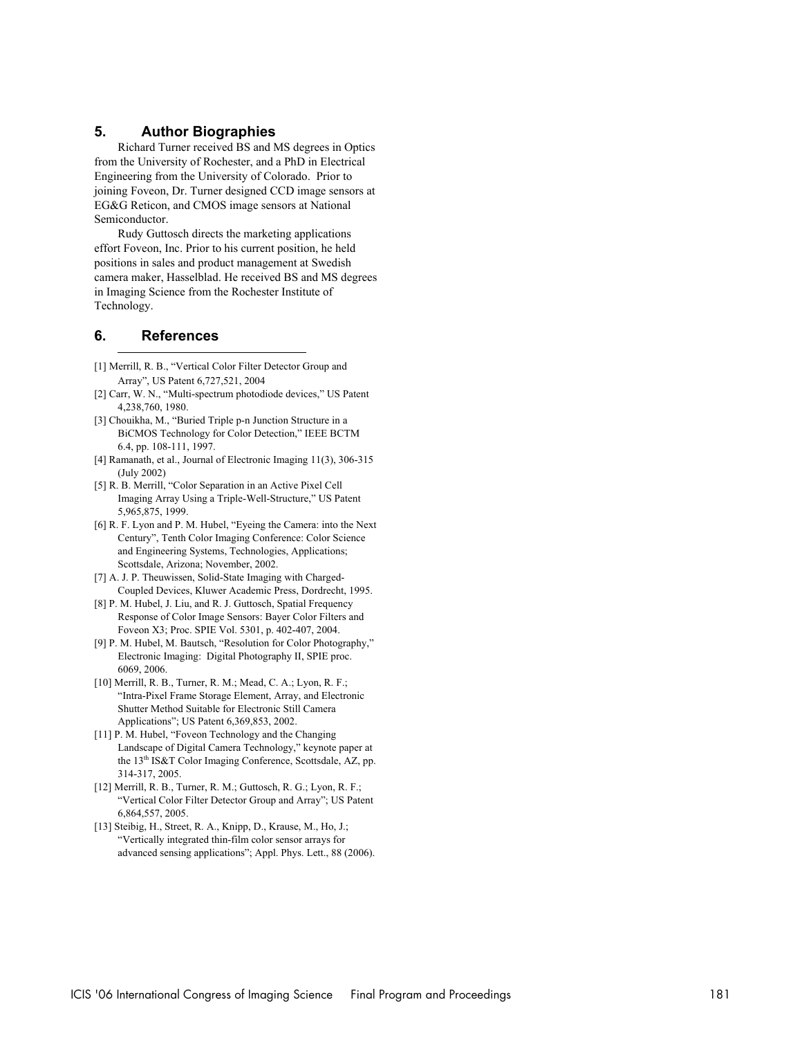## 5. Author Biographies

Richard Turner received BS and MS degrees in Optics from the University of Rochester, and a PhD in Electrical Engineering from the University of Colorado. Prior to joining Foveon, Dr. Turner designed CCD image sensors at EG&G Reticon, and CMOS image sensors at National Semiconductor.

Rudy Guttosch directs the marketing applications effort Foveon, Inc. Prior to his current position, he held positions in sales and product management at Swedish camera maker, Hasselblad. He received BS and MS degrees in Imaging Science from the Rochester Institute of Technology.

## 6. References

[1] Merrill, R. B., "Vertical Color Filter Detector Group and Array", US Patent 6,727,521, 2004

[2] Carr, W. N., "Multi-spectrum photodiode devices," US Patent 4,238,760, 1980.

[3] Chouikha, M., "Buried Triple p-n Junction Structure in a BiCMOS Technology for Color Detection," IEEE BCTM 6.4, pp. 108-111, 1997.

[4] Ramanath, et al., Journal of Electronic Imaging 11(3), 306-315 (July 2002)

[5] R. B. Merrill, "Color Separation in an Active Pixel Cell Imaging Array Using a Triple-Well-Structure," US Patent 5,965,875, 1999.

[6] R. F. Lyon and P. M. Hubel, "Eyeing the Camera: into the Next Century", Tenth Color Imaging Conference: Color Science and Engineering Systems, Technologies, Applications; Scottsdale, Arizona; November, 2002.

[7] A. J. P. Theuwissen, Solid-State Imaging with Charged-Coupled Devices, Kluwer Academic Press, Dordrecht, 1995.

[8] P. M. Hubel, J. Liu, and R. J. Guttosch, Spatial Frequency Response of Color Image Sensors: Bayer Color Filters and Foveon X3; Proc. SPIE Vol. 5301, p. 402-407, 2004.

[9] P. M. Hubel, M. Bautsch, "Resolution for Color Photography," Electronic Imaging: Digital Photography II, SPIE proc. 6069, 2006.

[10] Merrill, R. B., Turner, R. M.; Mead, C. A.; Lyon, R. F.; "Intra-Pixel Frame Storage Element, Array, and Electronic Shutter Method Suitable for Electronic Still Camera Applications"; US Patent 6,369,853, 2002.

[11] P. M. Hubel, "Foveon Technology and the Changing Landscape of Digital Camera Technology," keynote paper at the 13th IS&T Color Imaging Conference, Scottsdale, AZ, pp. 314-317, 2005.

[12] Merrill, R. B., Turner, R. M.; Guttosch, R. G.; Lyon, R. F.; "Vertical Color Filter Detector Group and Array"; US Patent 6,864,557, 2005.

[13] Steibig, H., Street, R. A., Knipp, D., Krause, M., Ho, J.; "Vertically integrated thin-film color sensor arrays for advanced sensing applications"; Appl. Phys. Lett., 88 (2006).